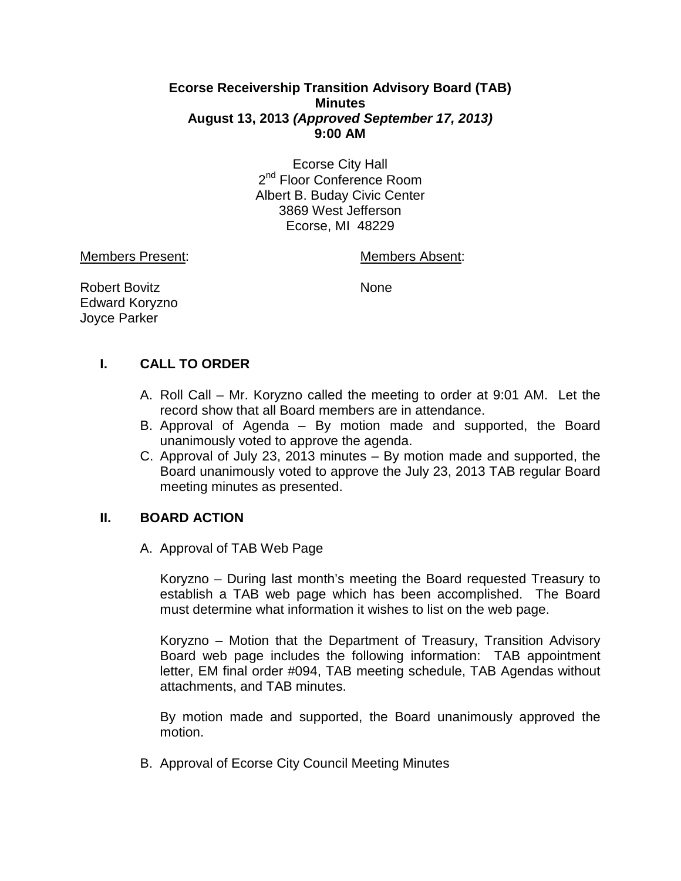**Ecorse Receivership Transition Advisory Board (TAB)**
**Minutes**
**August 13, 2013 *(Approved September 17, 2013)***
**9:00 AM**

Ecorse City Hall
2nd Floor Conference Room
Albert B. Buday Civic Center
3869 West Jefferson
Ecorse, MI 48229

| Members Present: | Members Absent: |
|---|---|
| Robert Bovitz | None |
| Edward Koryzno | |
| Joyce Parker | |

## I. CALL TO ORDER

A. Roll Call – Mr. Koryzno called the meeting to order at 9:01 AM. Let the record show that all Board members are in attendance.

B. Approval of Agenda – By motion made and supported, the Board unanimously voted to approve the agenda.

C. Approval of July 23, 2013 minutes – By motion made and supported, the Board unanimously voted to approve the July 23, 2013 TAB regular Board meeting minutes as presented.

## II. BOARD ACTION

A. Approval of TAB Web Page

Koryzno – During last month's meeting the Board requested Treasury to establish a TAB web page which has been accomplished. The Board must determine what information it wishes to list on the web page.

Koryzno – Motion that the Department of Treasury, Transition Advisory Board web page includes the following information: TAB appointment letter, EM final order #094, TAB meeting schedule, TAB Agendas without attachments, and TAB minutes.

By motion made and supported, the Board unanimously approved the motion.

B. Approval of Ecorse City Council Meeting Minutes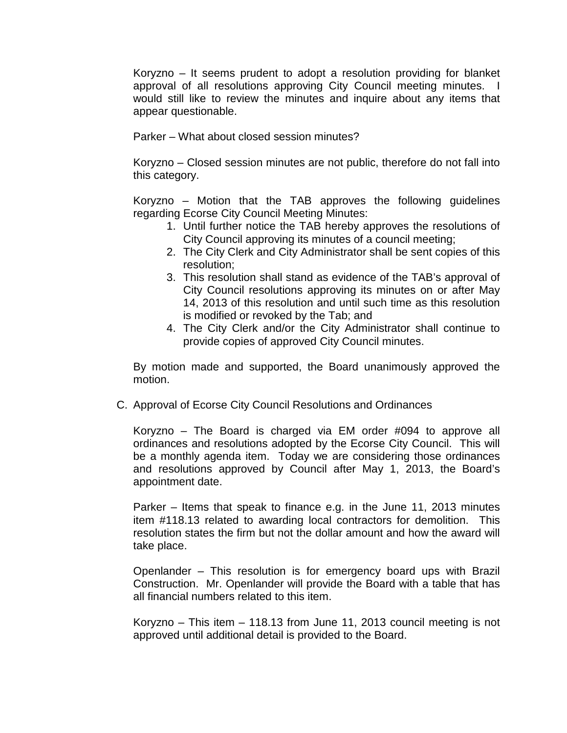Koryzno – It seems prudent to adopt a resolution providing for blanket approval of all resolutions approving City Council meeting minutes. I would still like to review the minutes and inquire about any items that appear questionable.

Parker – What about closed session minutes?

Koryzno – Closed session minutes are not public, therefore do not fall into this category.

Koryzno – Motion that the TAB approves the following guidelines regarding Ecorse City Council Meeting Minutes:

1. Until further notice the TAB hereby approves the resolutions of City Council approving its minutes of a council meeting;
2. The City Clerk and City Administrator shall be sent copies of this resolution;
3. This resolution shall stand as evidence of the TAB's approval of City Council resolutions approving its minutes on or after May 14, 2013 of this resolution and until such time as this resolution is modified or revoked by the Tab; and
4. The City Clerk and/or the City Administrator shall continue to provide copies of approved City Council minutes.

By motion made and supported, the Board unanimously approved the motion.

C. Approval of Ecorse City Council Resolutions and Ordinances

Koryzno – The Board is charged via EM order #094 to approve all ordinances and resolutions adopted by the Ecorse City Council. This will be a monthly agenda item. Today we are considering those ordinances and resolutions approved by Council after May 1, 2013, the Board's appointment date.

Parker – Items that speak to finance e.g. in the June 11, 2013 minutes item #118.13 related to awarding local contractors for demolition. This resolution states the firm but not the dollar amount and how the award will take place.

Openlander – This resolution is for emergency board ups with Brazil Construction. Mr. Openlander will provide the Board with a table that has all financial numbers related to this item.

Koryzno – This item – 118.13 from June 11, 2013 council meeting is not approved until additional detail is provided to the Board.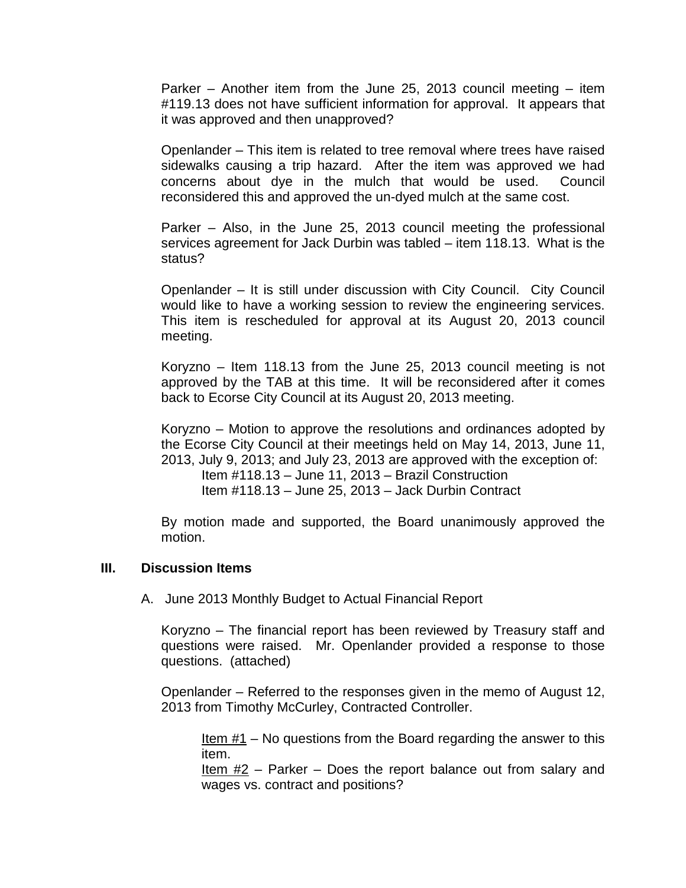Parker – Another item from the June 25, 2013 council meeting – item #119.13 does not have sufficient information for approval. It appears that it was approved and then unapproved?

Openlander – This item is related to tree removal where trees have raised sidewalks causing a trip hazard. After the item was approved we had concerns about dye in the mulch that would be used. Council reconsidered this and approved the un-dyed mulch at the same cost.

Parker – Also, in the June 25, 2013 council meeting the professional services agreement for Jack Durbin was tabled – item 118.13. What is the status?

Openlander – It is still under discussion with City Council. City Council would like to have a working session to review the engineering services. This item is rescheduled for approval at its August 20, 2013 council meeting.

Koryzno – Item 118.13 from the June 25, 2013 council meeting is not approved by the TAB at this time. It will be reconsidered after it comes back to Ecorse City Council at its August 20, 2013 meeting.

Koryzno – Motion to approve the resolutions and ordinances adopted by the Ecorse City Council at their meetings held on May 14, 2013, June 11, 2013, July 9, 2013; and July 23, 2013 are approved with the exception of:

Item #118.13 – June 11, 2013 – Brazil Construction
Item #118.13 – June 25, 2013 – Jack Durbin Contract

By motion made and supported, the Board unanimously approved the motion.

## III. Discussion Items

A. June 2013 Monthly Budget to Actual Financial Report

Koryzno – The financial report has been reviewed by Treasury staff and questions were raised. Mr. Openlander provided a response to those questions. (attached)

Openlander – Referred to the responses given in the memo of August 12, 2013 from Timothy McCurley, Contracted Controller.

Item #1 – No questions from the Board regarding the answer to this item.
Item #2 – Parker – Does the report balance out from salary and wages vs. contract and positions?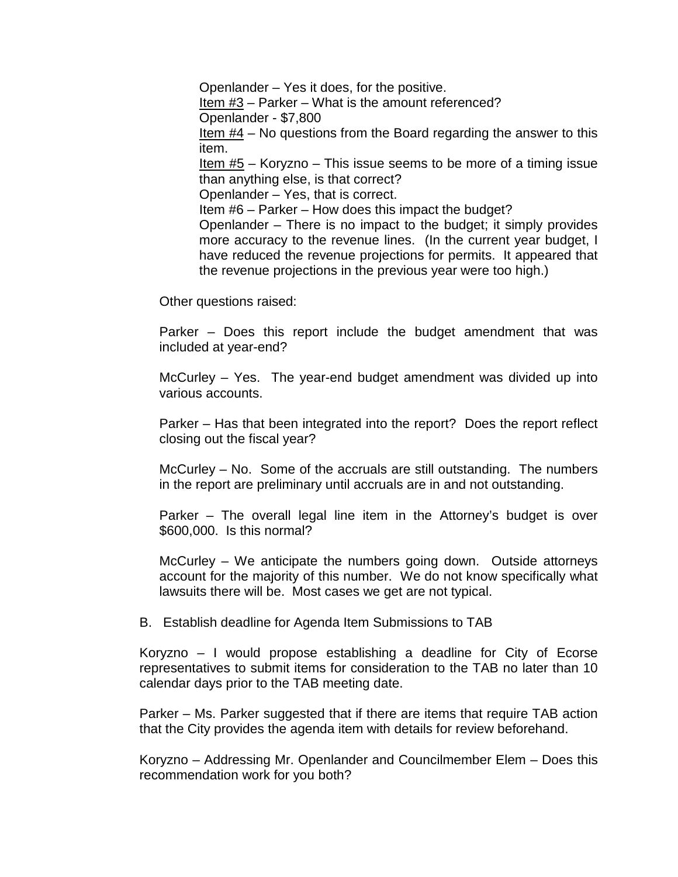Openlander – Yes it does, for the positive.

<u>Item #3</u> – Parker – What is the amount referenced?

Openlander - $7,800

<u>Item #4</u> – No questions from the Board regarding the answer to this item.

<u>Item #5</u> – Koryzno – This issue seems to be more of a timing issue than anything else, is that correct?

Openlander – Yes, that is correct.

Item #6 – Parker – How does this impact the budget?

Openlander – There is no impact to the budget; it simply provides more accuracy to the revenue lines. (In the current year budget, I have reduced the revenue projections for permits. It appeared that the revenue projections in the previous year were too high.)

Other questions raised:

Parker – Does this report include the budget amendment that was included at year-end?

McCurley – Yes. The year-end budget amendment was divided up into various accounts.

Parker – Has that been integrated into the report? Does the report reflect closing out the fiscal year?

McCurley – No. Some of the accruals are still outstanding. The numbers in the report are preliminary until accruals are in and not outstanding.

Parker – The overall legal line item in the Attorney's budget is over $600,000. Is this normal?

McCurley – We anticipate the numbers going down. Outside attorneys account for the majority of this number. We do not know specifically what lawsuits there will be. Most cases we get are not typical.

B. Establish deadline for Agenda Item Submissions to TAB

Koryzno – I would propose establishing a deadline for City of Ecorse representatives to submit items for consideration to the TAB no later than 10 calendar days prior to the TAB meeting date.

Parker – Ms. Parker suggested that if there are items that require TAB action that the City provides the agenda item with details for review beforehand.

Koryzno – Addressing Mr. Openlander and Councilmember Elem – Does this recommendation work for you both?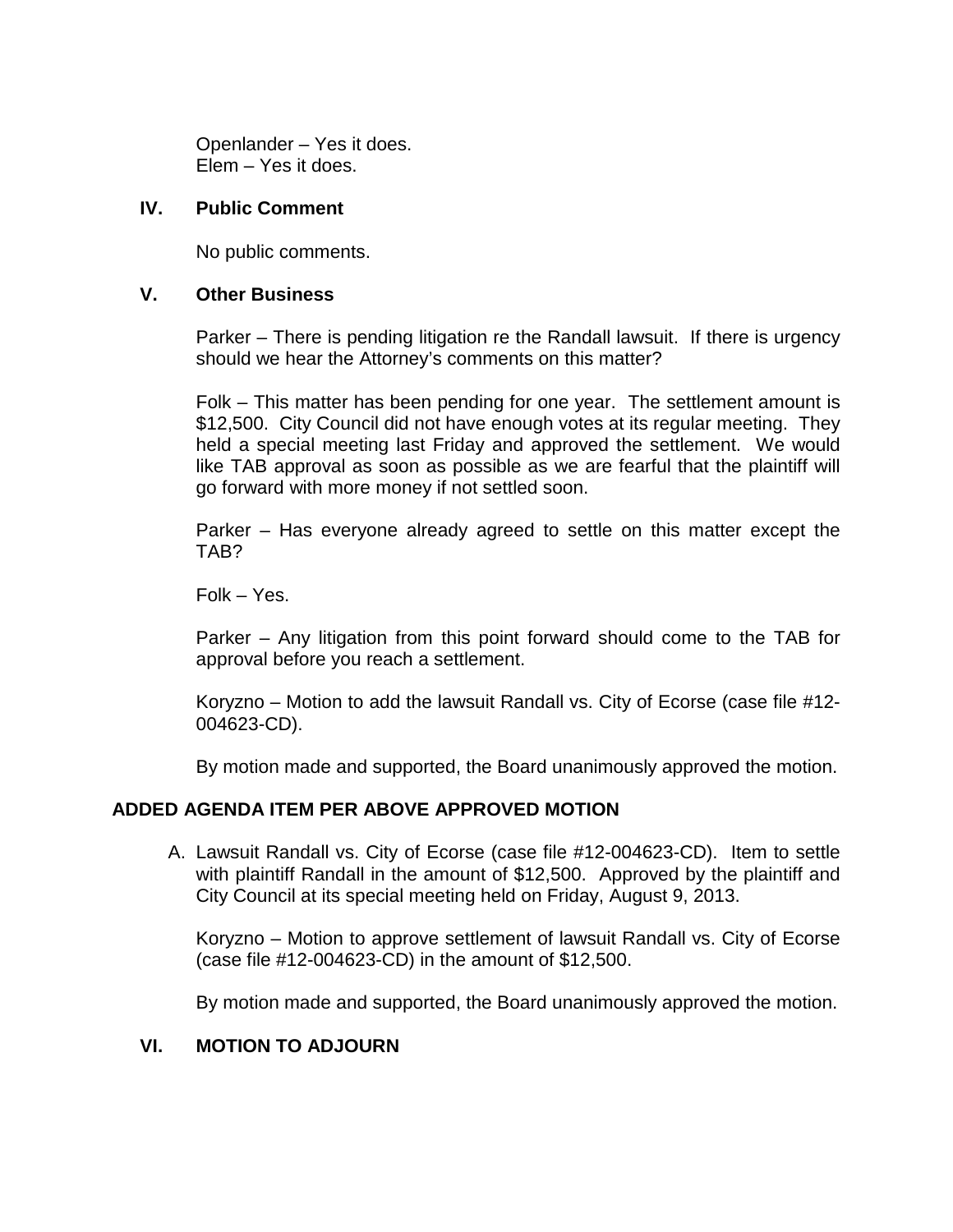Openlander – Yes it does.
Elem – Yes it does.

## IV. Public Comment

No public comments.

## V. Other Business

Parker – There is pending litigation re the Randall lawsuit. If there is urgency should we hear the Attorney's comments on this matter?

Folk – This matter has been pending for one year. The settlement amount is $12,500. City Council did not have enough votes at its regular meeting. They held a special meeting last Friday and approved the settlement. We would like TAB approval as soon as possible as we are fearful that the plaintiff will go forward with more money if not settled soon.

Parker – Has everyone already agreed to settle on this matter except the TAB?

Folk – Yes.

Parker – Any litigation from this point forward should come to the TAB for approval before you reach a settlement.

Koryzno – Motion to add the lawsuit Randall vs. City of Ecorse (case file #12-004623-CD).

By motion made and supported, the Board unanimously approved the motion.

## ADDED AGENDA ITEM PER ABOVE APPROVED MOTION

A. Lawsuit Randall vs. City of Ecorse (case file #12-004623-CD). Item to settle with plaintiff Randall in the amount of $12,500. Approved by the plaintiff and City Council at its special meeting held on Friday, August 9, 2013.

   Koryzno – Motion to approve settlement of lawsuit Randall vs. City of Ecorse (case file #12-004623-CD) in the amount of $12,500.

   By motion made and supported, the Board unanimously approved the motion.

## VI. MOTION TO ADJOURN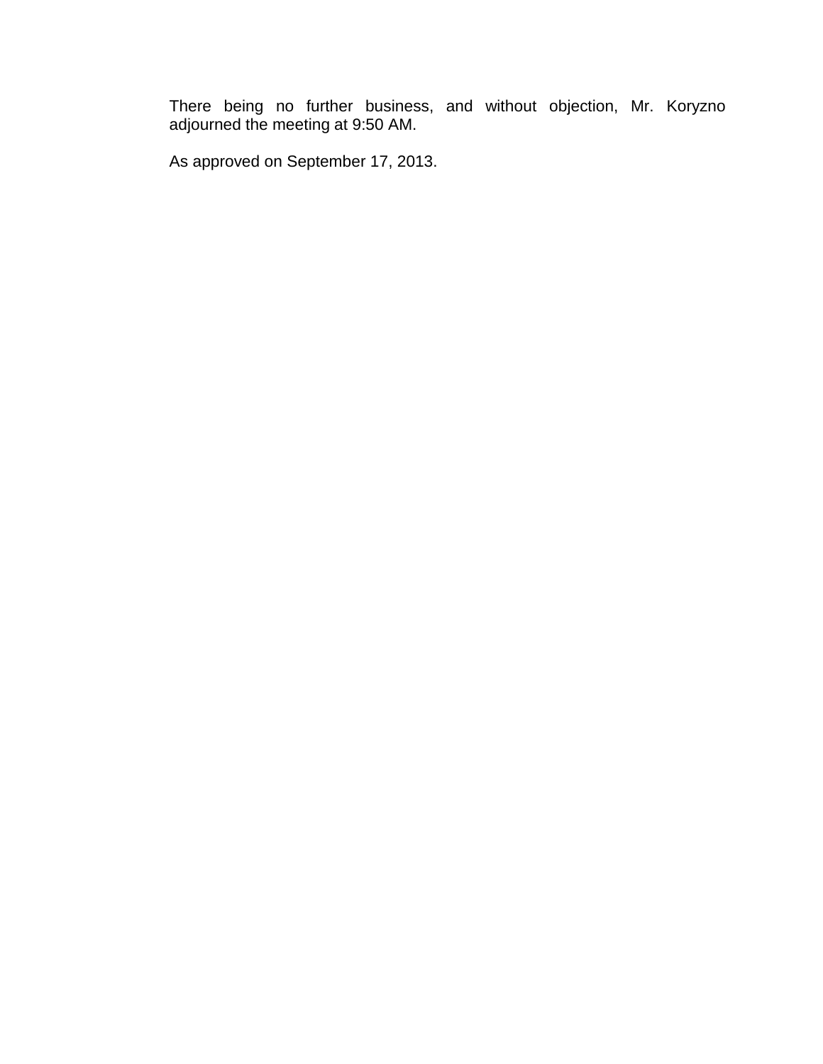There being no further business, and without objection, Mr. Koryzno adjourned the meeting at 9:50 AM.

As approved on September 17, 2013.